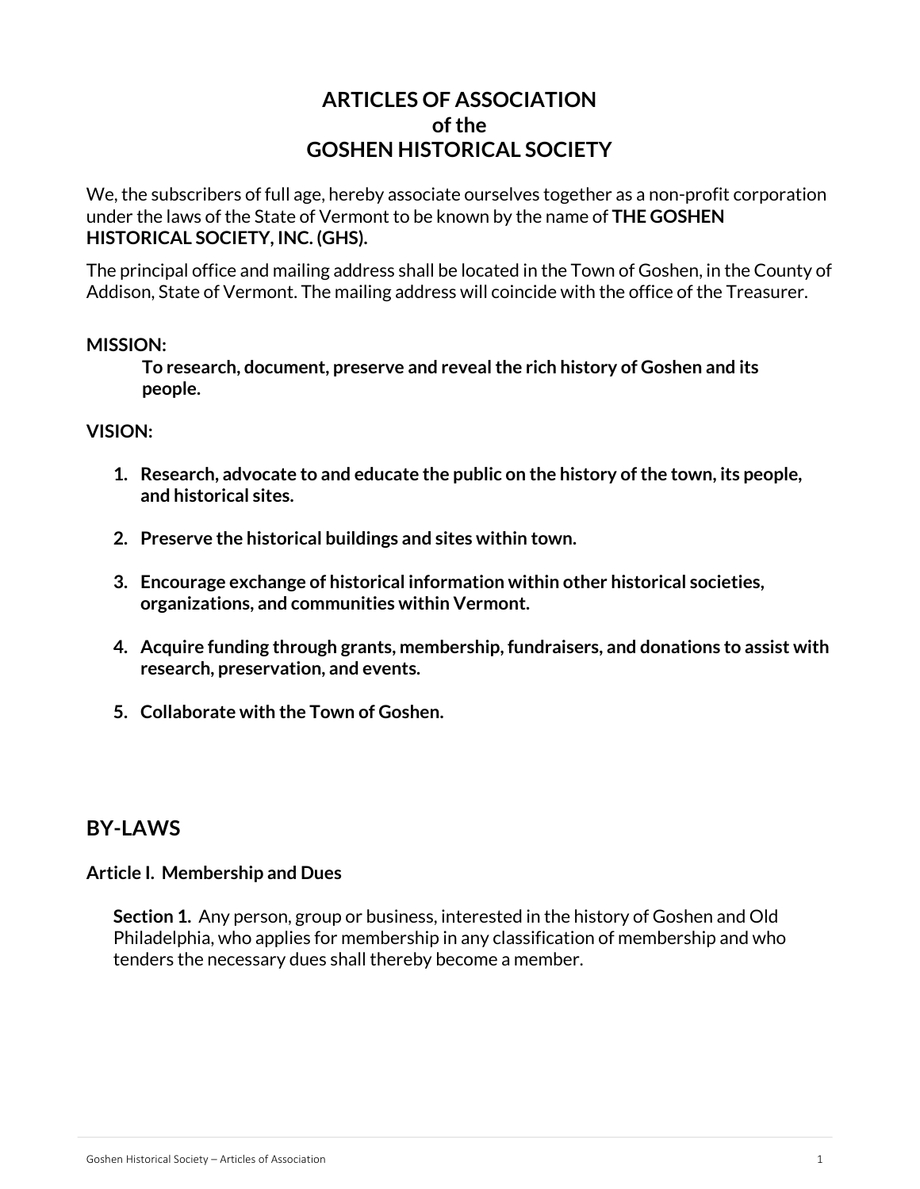# ARTICLES OF ASSOCIATION
# of the
# GOSHEN HISTORICAL SOCIETY

We, the subscribers of full age, hereby associate ourselves together as a non-profit corporation under the laws of the State of Vermont to be known by the name of **THE GOSHEN HISTORICAL SOCIETY, INC. (GHS).**

The principal office and mailing address shall be located in the Town of Goshen, in the County of Addison, State of Vermont. The mailing address will coincide with the office of the Treasurer.

**MISSION:**

**To research, document, preserve and reveal the rich history of Goshen and its people.**

**VISION:**

1. **Research, advocate to and educate the public on the history of the town, its people, and historical sites.**
2. **Preserve the historical buildings and sites within town.**
3. **Encourage exchange of historical information within other historical societies, organizations, and communities within Vermont.**
4. **Acquire funding through grants, membership, fundraisers, and donations to assist with research, preservation, and events.**
5. **Collaborate with the Town of Goshen.**

## BY-LAWS

### Article I. Membership and Dues

**Section 1.** Any person, group or business, interested in the history of Goshen and Old Philadelphia, who applies for membership in any classification of membership and who tenders the necessary dues shall thereby become a member.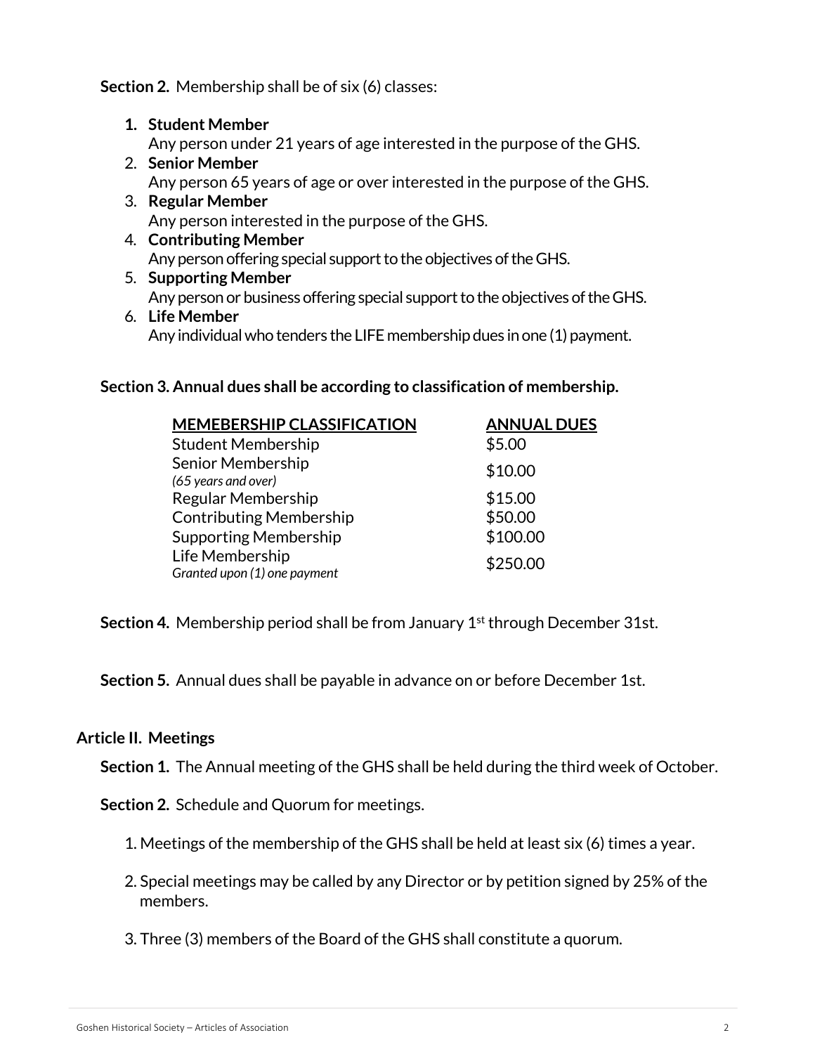**Section 2.** Membership shall be of six (6) classes:

1. **Student Member**
   Any person under 21 years of age interested in the purpose of the GHS.
2. **Senior Member**
   Any person 65 years of age or over interested in the purpose of the GHS.
3. **Regular Member**
   Any person interested in the purpose of the GHS.
4. **Contributing Member**
   Any person offering special support to the objectives of the GHS.
5. **Supporting Member**
   Any person or business offering special support to the objectives of the GHS.
6. **Life Member**
   Any individual who tenders the LIFE membership dues in one (1) payment.

**Section 3. Annual dues shall be according to classification of membership.**

| MEMEBERSHIP CLASSIFICATION | ANNUAL DUES |
|---|---|
| Student Membership | $5.00 |
| Senior Membership *(65 years and over)* | $10.00 |
| Regular Membership | $15.00 |
| Contributing Membership | $50.00 |
| Supporting Membership | $100.00 |
| Life Membership *Granted upon (1) one payment* | $250.00 |

**Section 4.** Membership period shall be from January 1st through December 31st.

**Section 5.** Annual dues shall be payable in advance on or before December 1st.

## Article II. Meetings

**Section 1.** The Annual meeting of the GHS shall be held during the third week of October.

**Section 2.** Schedule and Quorum for meetings.

1. Meetings of the membership of the GHS shall be held at least six (6) times a year.

2. Special meetings may be called by any Director or by petition signed by 25% of the members.

3. Three (3) members of the Board of the GHS shall constitute a quorum.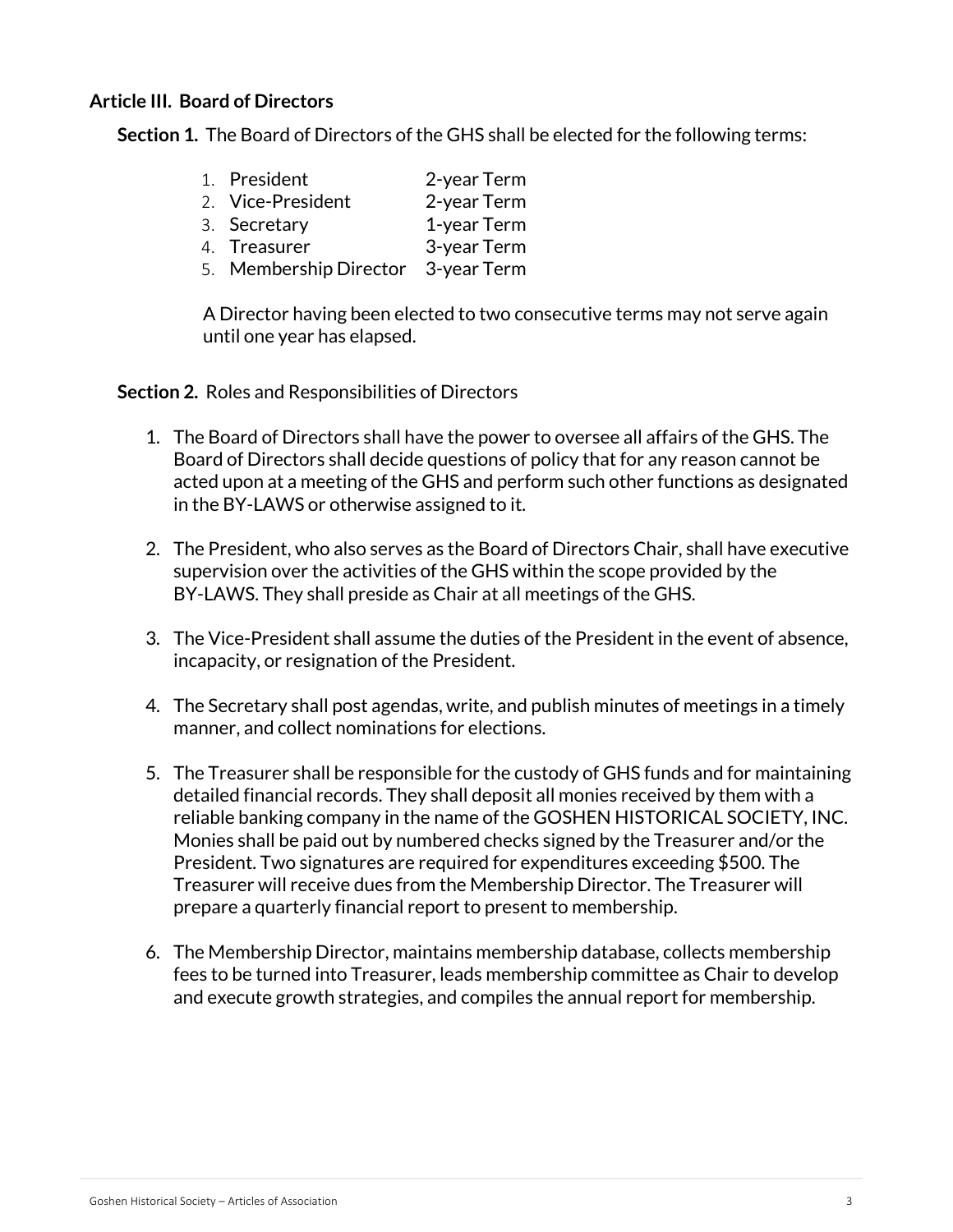**Article III. Board of Directors**

**Section 1.** The Board of Directors of the GHS shall be elected for the following terms:

1. President 2-year Term
2. Vice-President 2-year Term
3. Secretary 1-year Term
4. Treasurer 3-year Term
5. Membership Director 3-year Term

A Director having been elected to two consecutive terms may not serve again until one year has elapsed.

**Section 2.** Roles and Responsibilities of Directors

1. The Board of Directors shall have the power to oversee all affairs of the GHS. The Board of Directors shall decide questions of policy that for any reason cannot be acted upon at a meeting of the GHS and perform such other functions as designated in the BY-LAWS or otherwise assigned to it.

2. The President, who also serves as the Board of Directors Chair, shall have executive supervision over the activities of the GHS within the scope provided by the BY-LAWS. They shall preside as Chair at all meetings of the GHS.

3. The Vice-President shall assume the duties of the President in the event of absence, incapacity, or resignation of the President.

4. The Secretary shall post agendas, write, and publish minutes of meetings in a timely manner, and collect nominations for elections.

5. The Treasurer shall be responsible for the custody of GHS funds and for maintaining detailed financial records. They shall deposit all monies received by them with a reliable banking company in the name of the GOSHEN HISTORICAL SOCIETY, INC. Monies shall be paid out by numbered checks signed by the Treasurer and/or the President. Two signatures are required for expenditures exceeding $500. The Treasurer will receive dues from the Membership Director. The Treasurer will prepare a quarterly financial report to present to membership.

6. The Membership Director, maintains membership database, collects membership fees to be turned into Treasurer, leads membership committee as Chair to develop and execute growth strategies, and compiles the annual report for membership.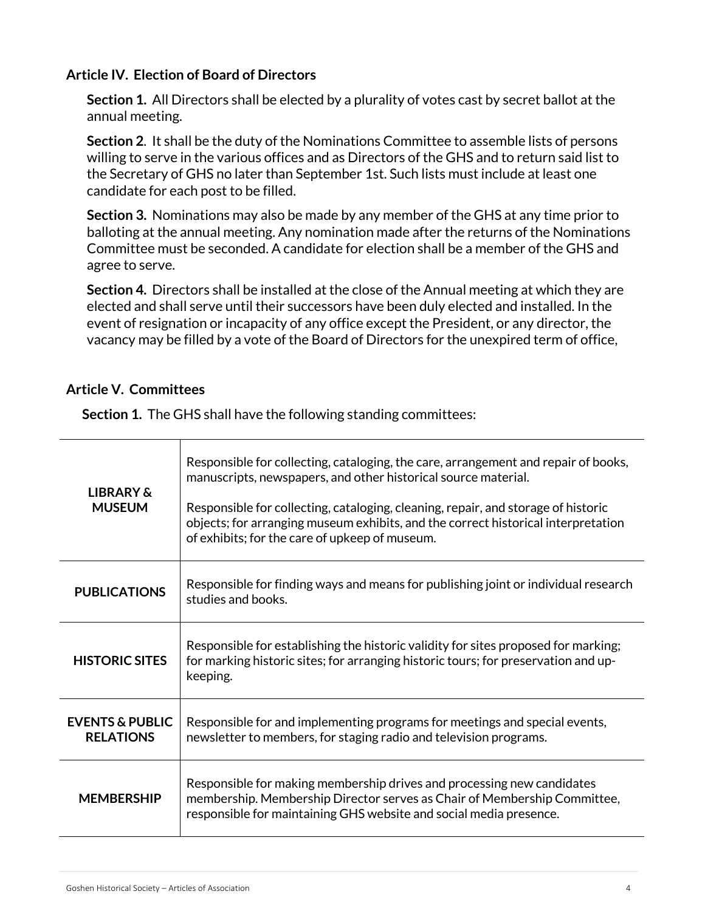### Article IV. Election of Board of Directors

**Section 1.** All Directors shall be elected by a plurality of votes cast by secret ballot at the annual meeting.

**Section 2**. It shall be the duty of the Nominations Committee to assemble lists of persons willing to serve in the various offices and as Directors of the GHS and to return said list to the Secretary of GHS no later than September 1st. Such lists must include at least one candidate for each post to be filled.

**Section 3.** Nominations may also be made by any member of the GHS at any time prior to balloting at the annual meeting. Any nomination made after the returns of the Nominations Committee must be seconded. A candidate for election shall be a member of the GHS and agree to serve.

**Section 4.** Directors shall be installed at the close of the Annual meeting at which they are elected and shall serve until their successors have been duly elected and installed. In the event of resignation or incapacity of any office except the President, or any director, the vacancy may be filled by a vote of the Board of Directors for the unexpired term of office,

### Article V. Committees

**Section 1.** The GHS shall have the following standing committees:

| | |
|---|---|
| **LIBRARY & MUSEUM** | Responsible for collecting, cataloging, the care, arrangement and repair of books, manuscripts, newspapers, and other historical source material.<br><br>Responsible for collecting, cataloging, cleaning, repair, and storage of historic objects; for arranging museum exhibits, and the correct historical interpretation of exhibits; for the care of upkeep of museum. |
| **PUBLICATIONS** | Responsible for finding ways and means for publishing joint or individual research studies and books. |
| **HISTORIC SITES** | Responsible for establishing the historic validity for sites proposed for marking; for marking historic sites; for arranging historic tours; for preservation and up-keeping. |
| **EVENTS & PUBLIC RELATIONS** | Responsible for and implementing programs for meetings and special events, newsletter to members, for staging radio and television programs. |
| **MEMBERSHIP** | Responsible for making membership drives and processing new candidates membership. Membership Director serves as Chair of Membership Committee, responsible for maintaining GHS website and social media presence. |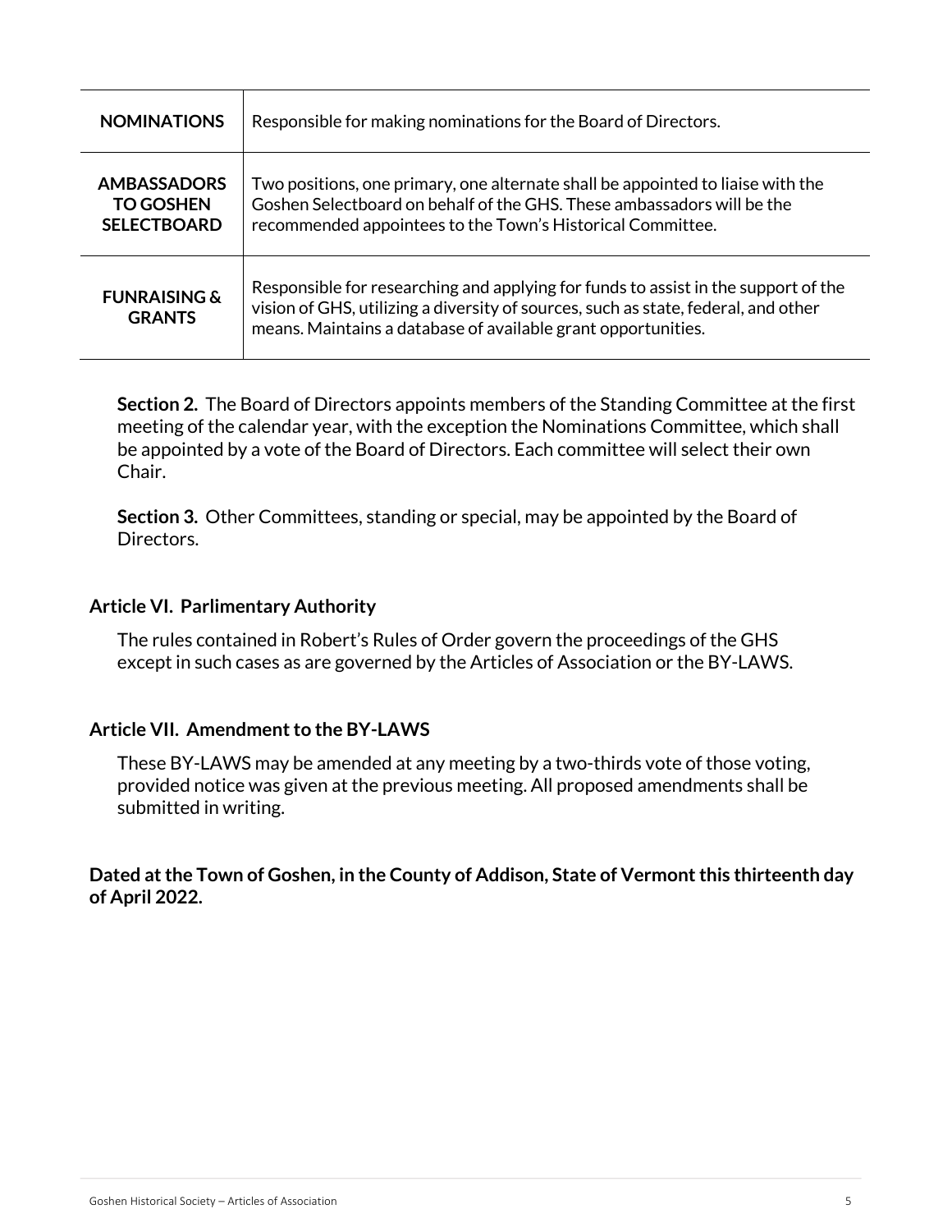| | |
|---|---|
| **NOMINATIONS** | Responsible for making nominations for the Board of Directors. |
| **AMBASSADORS TO GOSHEN SELECTBOARD** | Two positions, one primary, one alternate shall be appointed to liaise with the Goshen Selectboard on behalf of the GHS. These ambassadors will be the recommended appointees to the Town's Historical Committee. |
| **FUNRAISING & GRANTS** | Responsible for researching and applying for funds to assist in the support of the vision of GHS, utilizing a diversity of sources, such as state, federal, and other means. Maintains a database of available grant opportunities. |

**Section 2.** The Board of Directors appoints members of the Standing Committee at the first meeting of the calendar year, with the exception the Nominations Committee, which shall be appointed by a vote of the Board of Directors. Each committee will select their own Chair.

**Section 3.** Other Committees, standing or special, may be appointed by the Board of Directors.

### Article VI. Parlimentary Authority

The rules contained in Robert's Rules of Order govern the proceedings of the GHS except in such cases as are governed by the Articles of Association or the BY-LAWS.

### Article VII. Amendment to the BY-LAWS

These BY-LAWS may be amended at any meeting by a two-thirds vote of those voting, provided notice was given at the previous meeting. All proposed amendments shall be submitted in writing.

**Dated at the Town of Goshen, in the County of Addison, State of Vermont this thirteenth day of April 2022.**